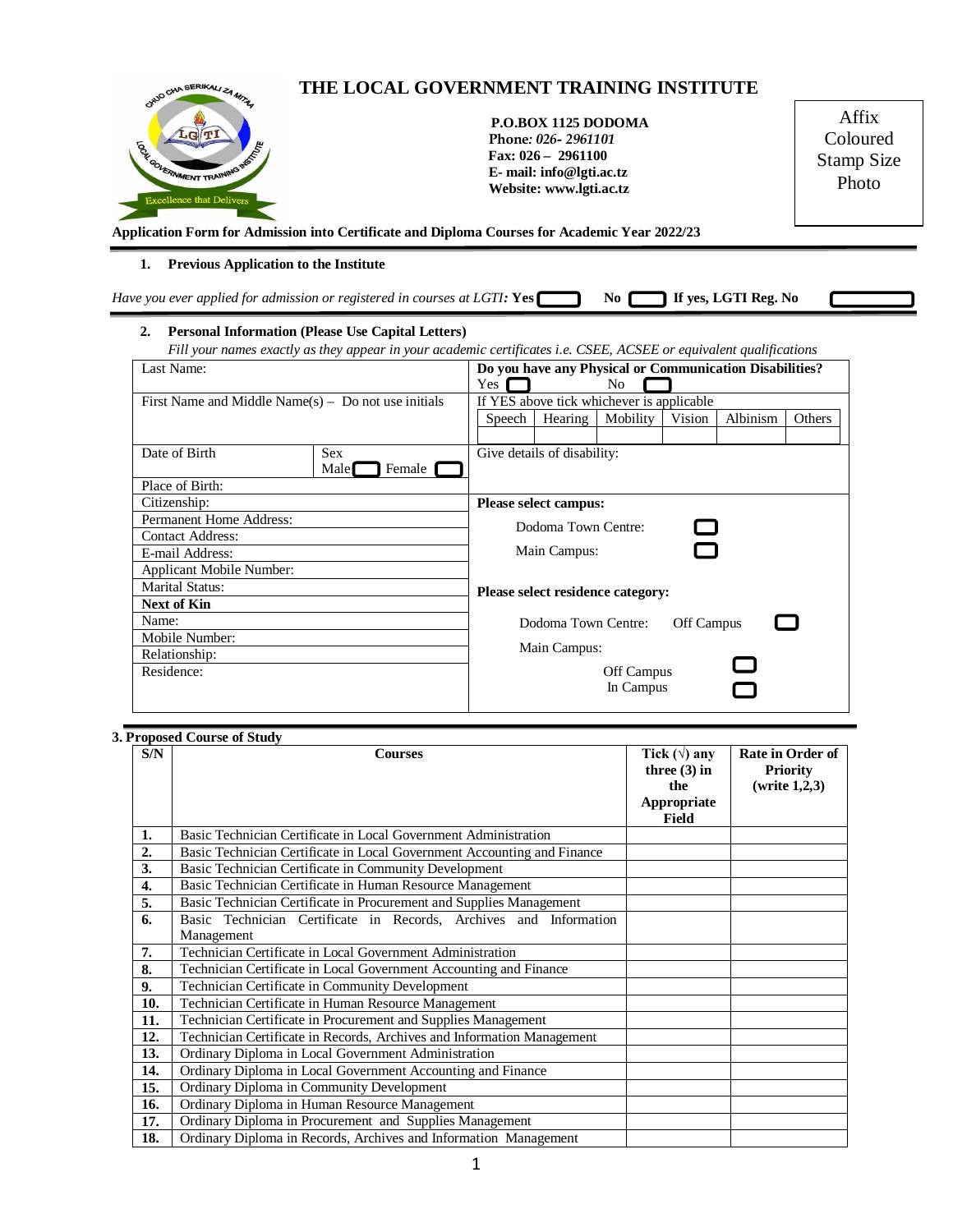# THE LOCAL GOVERNMENT TRAINING INSTITUTE

**P.O.BOX 1125 DODOMA**
**Phone:** *026- 2961101*
**Fax: 026 – 2961100**
**E- mail: info@lgti.ac.tz**
**Website: www.lgti.ac.tz**

Affix Coloured Stamp Size Photo

**Application Form for Admission into Certificate and Diploma Courses for Academic Year 2022/23**

## 1. Previous Application to the Institute

*Have you ever applied for admission or registered in courses at LGTI:* **Yes** ☐ **No** ☐ **If yes, LGTI Reg. No** ☐

## 2. Personal Information (Please Use Capital Letters)

*Fill your names exactly as they appear in your academic certificates i.e. CSEE, ACSEE or equivalent qualifications*

| | |
|---|---|
| Last Name: | **Do you have any Physical or Communication Disabilities?** Yes ☐ No ☐ |
| First Name and Middle Name(s) – Do not use initials | If YES above tick whichever is applicable: Speech ☐ Hearing ☐ Mobility ☐ Vision ☐ Albinism ☐ Others ☐ |
| Date of Birth / Sex: Male ☐ Female ☐ | Give details of disability: |
| Place of Birth: | |
| Citizenship: | **Please select campus:** |
| Permanent Home Address: | Dodoma Town Centre: ☐ |
| Contact Address: | Main Campus: ☐ |
| E-mail Address: | |
| Applicant Mobile Number: | |
| Marital Status: | **Please select residence category:** |
| **Next of Kin** | |
| Name: | Dodoma Town Centre: Off Campus ☐ |
| Mobile Number: | Main Campus: |
| Relationship: | Off Campus ☐ |
| Residence: | In Campus ☐ |

## 3. Proposed Course of Study

| S/N | Courses | Tick (√) any three (3) in the Appropriate Field | Rate in Order of Priority (write 1,2,3) |
|---|---|---|---|
| 1. | Basic Technician Certificate in Local Government Administration | | |
| 2. | Basic Technician Certificate in Local Government Accounting and Finance | | |
| 3. | Basic Technician Certificate in Community Development | | |
| 4. | Basic Technician Certificate in Human Resource Management | | |
| 5. | Basic Technician Certificate in Procurement and Supplies Management | | |
| 6. | Basic Technician Certificate in Records, Archives and Information Management | | |
| 7. | Technician Certificate in Local Government Administration | | |
| 8. | Technician Certificate in Local Government Accounting and Finance | | |
| 9. | Technician Certificate in Community Development | | |
| 10. | Technician Certificate in Human Resource Management | | |
| 11. | Technician Certificate in Procurement and Supplies Management | | |
| 12. | Technician Certificate in Records, Archives and Information Management | | |
| 13. | Ordinary Diploma in Local Government Administration | | |
| 14. | Ordinary Diploma in Local Government Accounting and Finance | | |
| 15. | Ordinary Diploma in Community Development | | |
| 16. | Ordinary Diploma in Human Resource Management | | |
| 17. | Ordinary Diploma in Procurement and Supplies Management | | |
| 18. | Ordinary Diploma in Records, Archives and Information Management | | |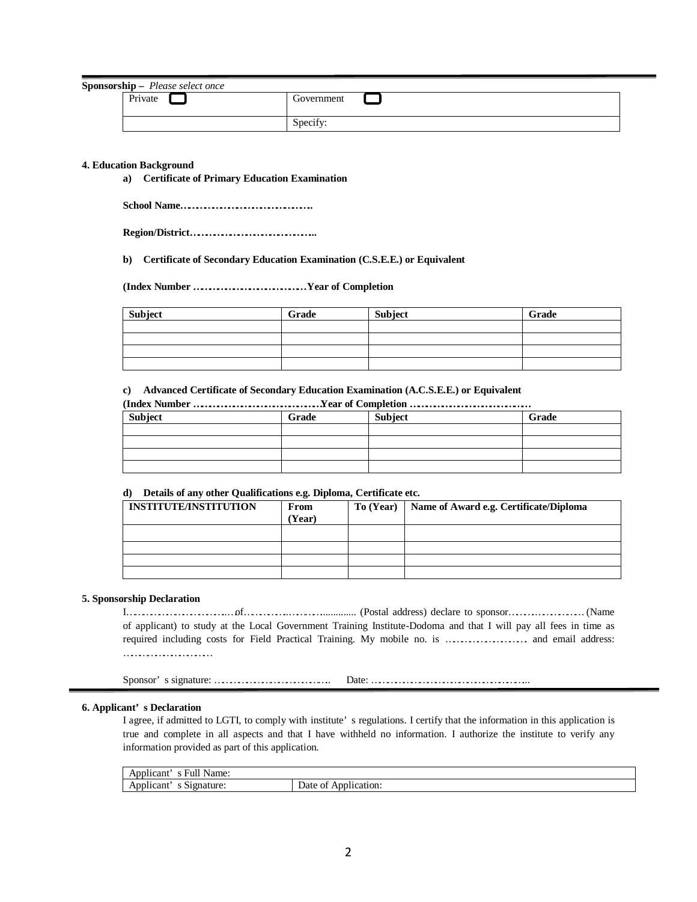**Sponsorship –** *Please select once*

| Private ☐ | Government ☐ |
|---|---|
| | Specify: |

**4. Education Background**

**a) Certificate of Primary Education Examination**

**School Name………………………………….**

**Region/District………………………………..**

**b) Certificate of Secondary Education Examination (C.S.E.E.) or Equivalent**

**(Index Number …………………………Year of Completion**

| Subject | Grade | Subject | Grade |
|---|---|---|---|
| | | | |
| | | | |
| | | | |
| | | | |

**c) Advanced Certificate of Secondary Education Examination (A.C.S.E.E.) or Equivalent**

**(Index Number ……………………………Year of Completion …………………………**

| Subject | Grade | Subject | Grade |
|---|---|---|---|
| | | | |
| | | | |
| | | | |
| | | | |

**d) Details of any other Qualifications e.g. Diploma, Certificate etc.**

| INSTITUTE/INSTITUTION | From (Year) | To (Year) | Name of Award e.g. Certificate/Diploma |
|---|---|---|---|
| | | | |
| | | | |
| | | | |
| | | | |

**5. Sponsorship Declaration**

I……………………………of……………………............ (Postal address) declare to sponsor………………… (Name of applicant) to study at the Local Government Training Institute-Dodoma and that I will pay all fees in time as required including costs for Field Practical Training. My mobile no. is ………………… and email address: ……………………

Sponsor' s signature: ………………………….. Date: ……………………………………..

**6. Applicant' s Declaration**

I agree, if admitted to LGTI, to comply with institute' s regulations. I certify that the information in this application is true and complete in all aspects and that I have withheld no information. I authorize the institute to verify any information provided as part of this application.

| Applicant' s Full Name: | |
|---|---|
| Applicant' s Signature: | Date of Application: |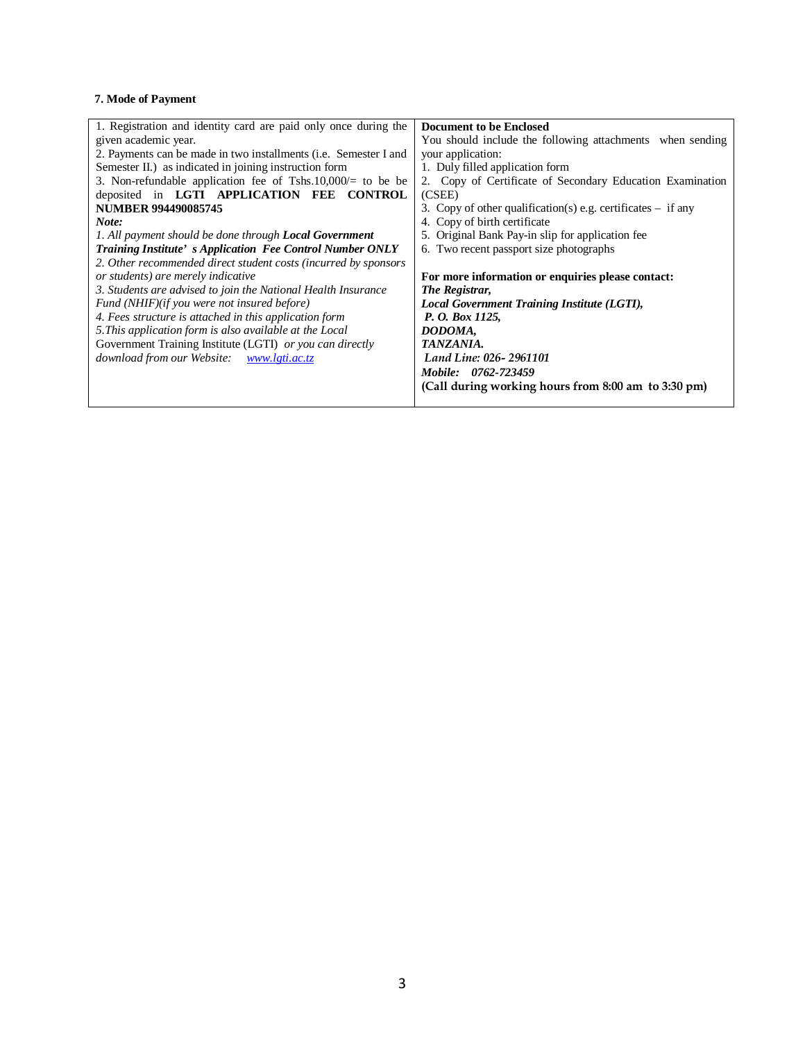**7. Mode of Payment**

| 1. Registration and identity card are paid only once during the given academic year.<br>2. Payments can be made in two installments (i.e. Semester I and Semester II.) as indicated in joining instruction form<br>3. Non-refundable application fee of Tshs.10,000/= to be be deposited in **LGTI APPLICATION FEE CONTROL NUMBER 994490085745**<br>***Note:***<br>*1. All payment should be done through* ***Local Government Training Institute' s Application Fee Control Number ONLY***<br>*2. Other recommended direct student costs (incurred by sponsors or students) are merely indicative*<br>*3. Students are advised to join the National Health Insurance Fund (NHIF)(if you were not insured before)*<br>*4. Fees structure is attached in this application form*<br>*5.This application form is also available at the Local* Government Training Institute (LGTI) *or you can directly download from our Website:* *www.lgti.ac.tz* | **Document to be Enclosed**<br>You should include the following attachments when sending your application:<br>1. Duly filled application form<br>2. Copy of Certificate of Secondary Education Examination (CSEE)<br>3. Copy of other qualification(s) e.g. certificates – if any<br>4. Copy of birth certificate<br>5. Original Bank Pay-in slip for application fee<br>6. Two recent passport size photographs<br><br>**For more information or enquiries please contact:**<br>***The Registrar,***<br>***Local Government Training Institute (LGTI),***<br>***P. O. Box 1125,***<br>***DODOMA,***<br>***TANZANIA.***<br>***Land Line: 026- 2961101***<br>***Mobile: 0762-723459***<br>**(Call during working hours from 8:00 am to 3:30 pm)** |
|---|---|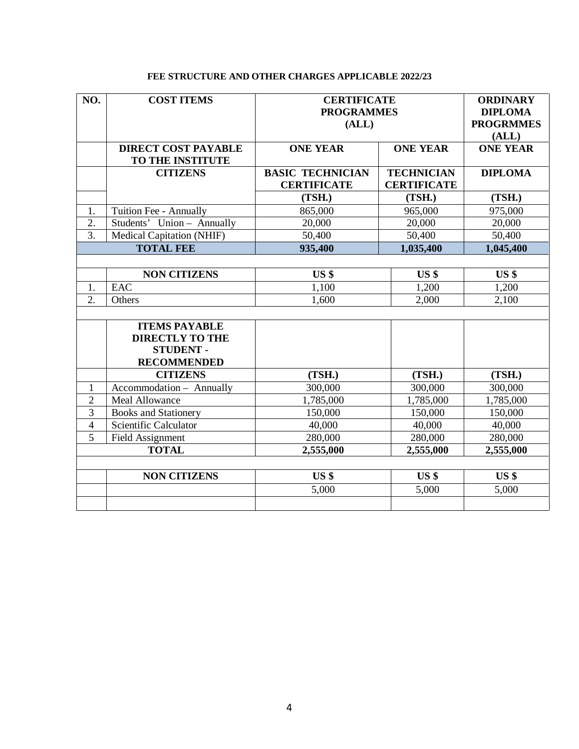**FEE STRUCTURE AND OTHER CHARGES APPLICABLE 2022/23**

| NO. | COST ITEMS | CERTIFICATE PROGRAMMES (ALL) | | ORDINARY DIPLOMA PROGRMMES (ALL) |
|---|---|---|---|---|
| | **DIRECT COST PAYABLE TO THE INSTITUTE** | **ONE YEAR** | **ONE YEAR** | **ONE YEAR** |
| | **CITIZENS** | **BASIC TECHNICIAN CERTIFICATE** | **TECHNICIAN CERTIFICATE** | **DIPLOMA** |
| | | **(TSH.)** | **(TSH.)** | **(TSH.)** |
| 1. | Tuition Fee - Annually | 865,000 | 965,000 | 975,000 |
| 2. | Students' Union – Annually | 20,000 | 20,000 | 20,000 |
| 3. | Medical Capitation (NHIF) | 50,400 | 50,400 | 50,400 |
| | **TOTAL FEE** | **935,400** | **1,035,400** | **1,045,400** |
| | | | | |
| | **NON CITIZENS** | **US $** | **US $** | **US $** |
| 1. | EAC | 1,100 | 1,200 | 1,200 |
| 2. | Others | 1,600 | 2,000 | 2,100 |
| | | | | |
| | **ITEMS PAYABLE DIRECTLY TO THE STUDENT - RECOMMENDED** | | | |
| | **CITIZENS** | **(TSH.)** | **(TSH.)** | **(TSH.)** |
| 1 | Accommodation – Annually | 300,000 | 300,000 | 300,000 |
| 2 | Meal Allowance | 1,785,000 | 1,785,000 | 1,785,000 |
| 3 | Books and Stationery | 150,000 | 150,000 | 150,000 |
| 4 | Scientific Calculator | 40,000 | 40,000 | 40,000 |
| 5 | Field Assignment | 280,000 | 280,000 | 280,000 |
| | **TOTAL** | **2,555,000** | **2,555,000** | **2,555,000** |
| | | | | |
| | **NON CITIZENS** | **US $** | **US $** | **US $** |
| | | 5,000 | 5,000 | 5,000 |
| | | | | |